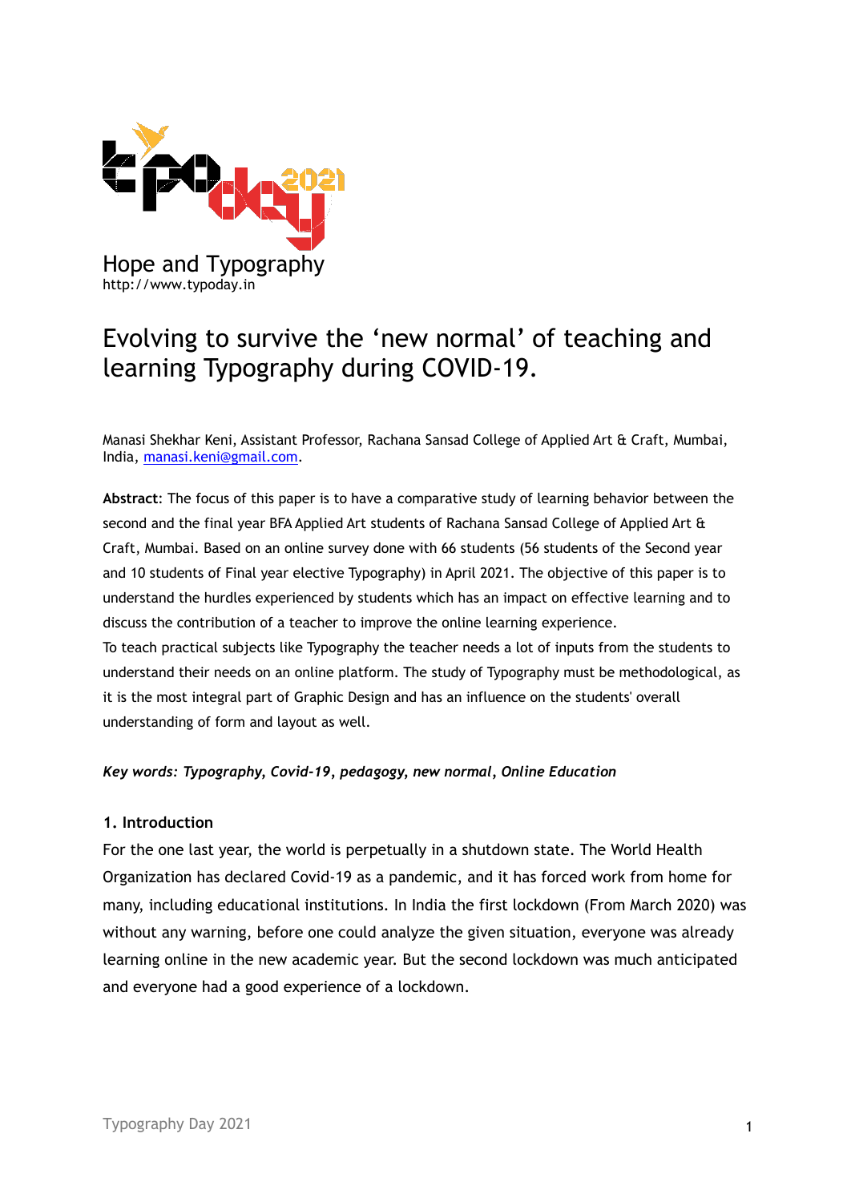Hope and Typography
http://www.typoday.in

# Evolving to survive the 'new normal' of teaching and learning Typography during COVID-19.

Manasi Shekhar Keni, Assistant Professor, Rachana Sansad College of Applied Art & Craft, Mumbai, India, manasi.keni@gmail.com.

**Abstract**: The focus of this paper is to have a comparative study of learning behavior between the second and the final year BFA Applied Art students of Rachana Sansad College of Applied Art & Craft, Mumbai. Based on an online survey done with 66 students (56 students of the Second year and 10 students of Final year elective Typography) in April 2021. The objective of this paper is to understand the hurdles experienced by students which has an impact on effective learning and to discuss the contribution of a teacher to improve the online learning experience.
To teach practical subjects like Typography the teacher needs a lot of inputs from the students to understand their needs on an online platform. The study of Typography must be methodological, as it is the most integral part of Graphic Design and has an influence on the students' overall understanding of form and layout as well.

***Key words: Typography, Covid-19, pedagogy, new normal, Online Education***

## 1. Introduction

For the one last year, the world is perpetually in a shutdown state. The World Health Organization has declared Covid-19 as a pandemic, and it has forced work from home for many, including educational institutions. In India the first lockdown (From March 2020) was without any warning, before one could analyze the given situation, everyone was already learning online in the new academic year. But the second lockdown was much anticipated and everyone had a good experience of a lockdown.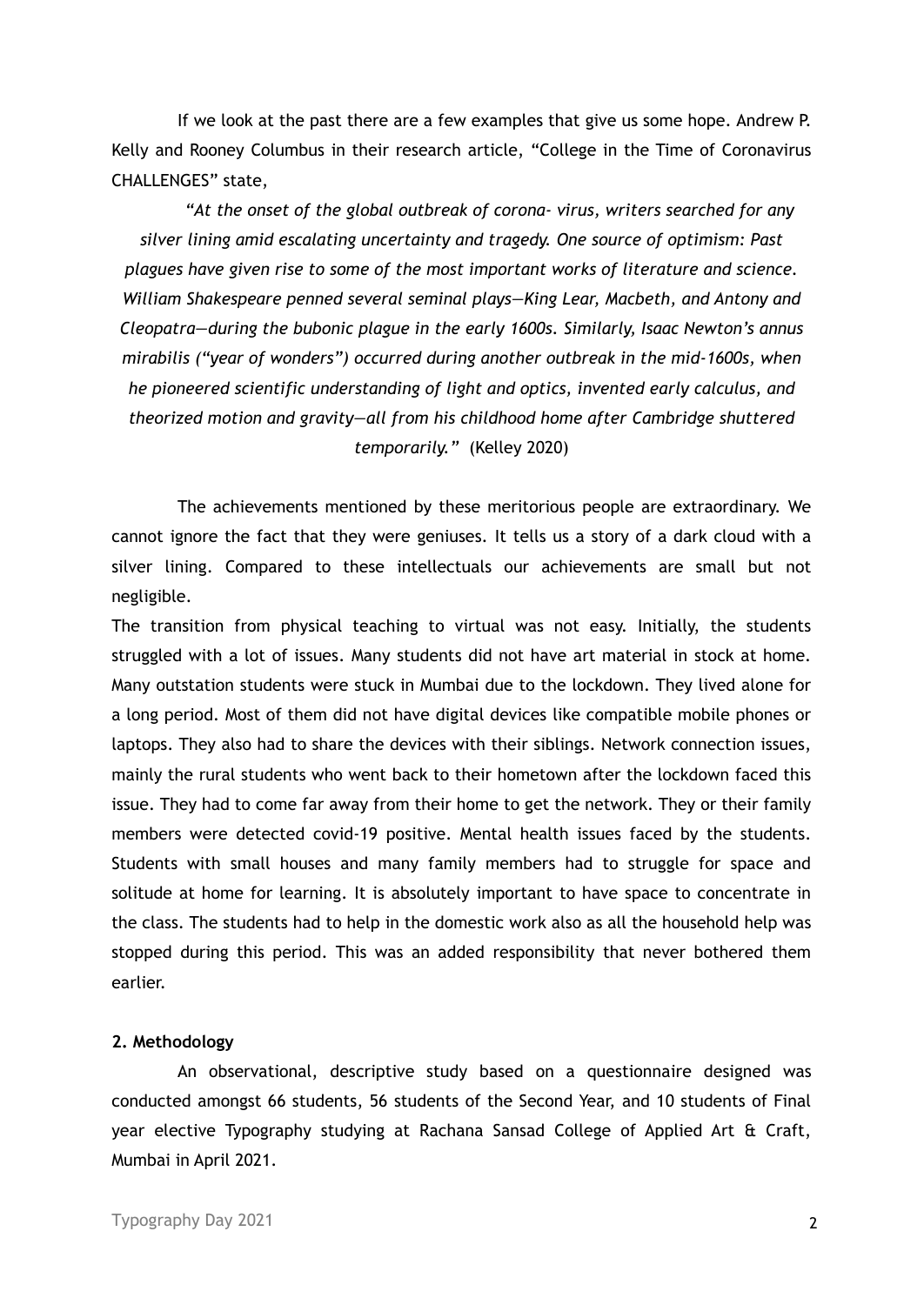If we look at the past there are a few examples that give us some hope. Andrew P. Kelly and Rooney Columbus in their research article, "College in the Time of Coronavirus CHALLENGES" state,

> *"At the onset of the global outbreak of corona- virus, writers searched for any silver lining amid escalating uncertainty and tragedy. One source of optimism: Past plagues have given rise to some of the most important works of literature and science. William Shakespeare penned several seminal plays—King Lear, Macbeth, and Antony and Cleopatra—during the bubonic plague in the early 1600s. Similarly, Isaac Newton's annus mirabilis ("year of wonders") occurred during another outbreak in the mid-1600s, when he pioneered scientific understanding of light and optics, invented early calculus, and theorized motion and gravity—all from his childhood home after Cambridge shuttered temporarily."* (Kelley 2020)

The achievements mentioned by these meritorious people are extraordinary. We cannot ignore the fact that they were geniuses. It tells us a story of a dark cloud with a silver lining. Compared to these intellectuals our achievements are small but not negligible.

The transition from physical teaching to virtual was not easy. Initially, the students struggled with a lot of issues. Many students did not have art material in stock at home. Many outstation students were stuck in Mumbai due to the lockdown. They lived alone for a long period. Most of them did not have digital devices like compatible mobile phones or laptops. They also had to share the devices with their siblings. Network connection issues, mainly the rural students who went back to their hometown after the lockdown faced this issue. They had to come far away from their home to get the network. They or their family members were detected covid-19 positive. Mental health issues faced by the students. Students with small houses and many family members had to struggle for space and solitude at home for learning. It is absolutely important to have space to concentrate in the class. The students had to help in the domestic work also as all the household help was stopped during this period. This was an added responsibility that never bothered them earlier.

## 2. Methodology

An observational, descriptive study based on a questionnaire designed was conducted amongst 66 students, 56 students of the Second Year, and 10 students of Final year elective Typography studying at Rachana Sansad College of Applied Art & Craft, Mumbai in April 2021.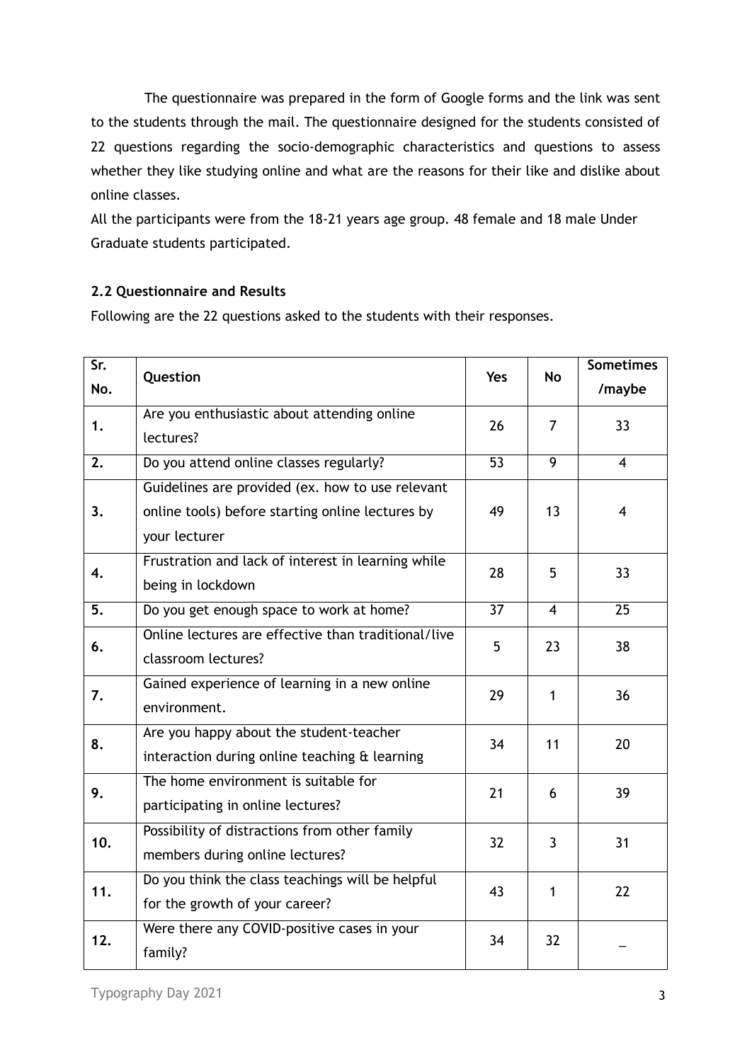The questionnaire was prepared in the form of Google forms and the link was sent to the students through the mail. The questionnaire designed for the students consisted of 22 questions regarding the socio-demographic characteristics and questions to assess whether they like studying online and what are the reasons for their like and dislike about online classes.

All the participants were from the 18-21 years age group. 48 female and 18 male Under Graduate students participated.

### 2.2 Questionnaire and Results

Following are the 22 questions asked to the students with their responses.

| Sr. No. | Question | Yes | No | Sometimes /maybe |
|---|---|---|---|---|
| 1. | Are you enthusiastic about attending online lectures? | 26 | 7 | 33 |
| 2. | Do you attend online classes regularly? | 53 | 9 | 4 |
| 3. | Guidelines are provided (ex. how to use relevant online tools) before starting online lectures by your lecturer | 49 | 13 | 4 |
| 4. | Frustration and lack of interest in learning while being in lockdown | 28 | 5 | 33 |
| 5. | Do you get enough space to work at home? | 37 | 4 | 25 |
| 6. | Online lectures are effective than traditional/live classroom lectures? | 5 | 23 | 38 |
| 7. | Gained experience of learning in a new online environment. | 29 | 1 | 36 |
| 8. | Are you happy about the student-teacher interaction during online teaching & learning | 34 | 11 | 20 |
| 9. | The home environment is suitable for participating in online lectures? | 21 | 6 | 39 |
| 10. | Possibility of distractions from other family members during online lectures? | 32 | 3 | 31 |
| 11. | Do you think the class teachings will be helpful for the growth of your career? | 43 | 1 | 22 |
| 12. | Were there any COVID-positive cases in your family? | 34 | 32 | _ |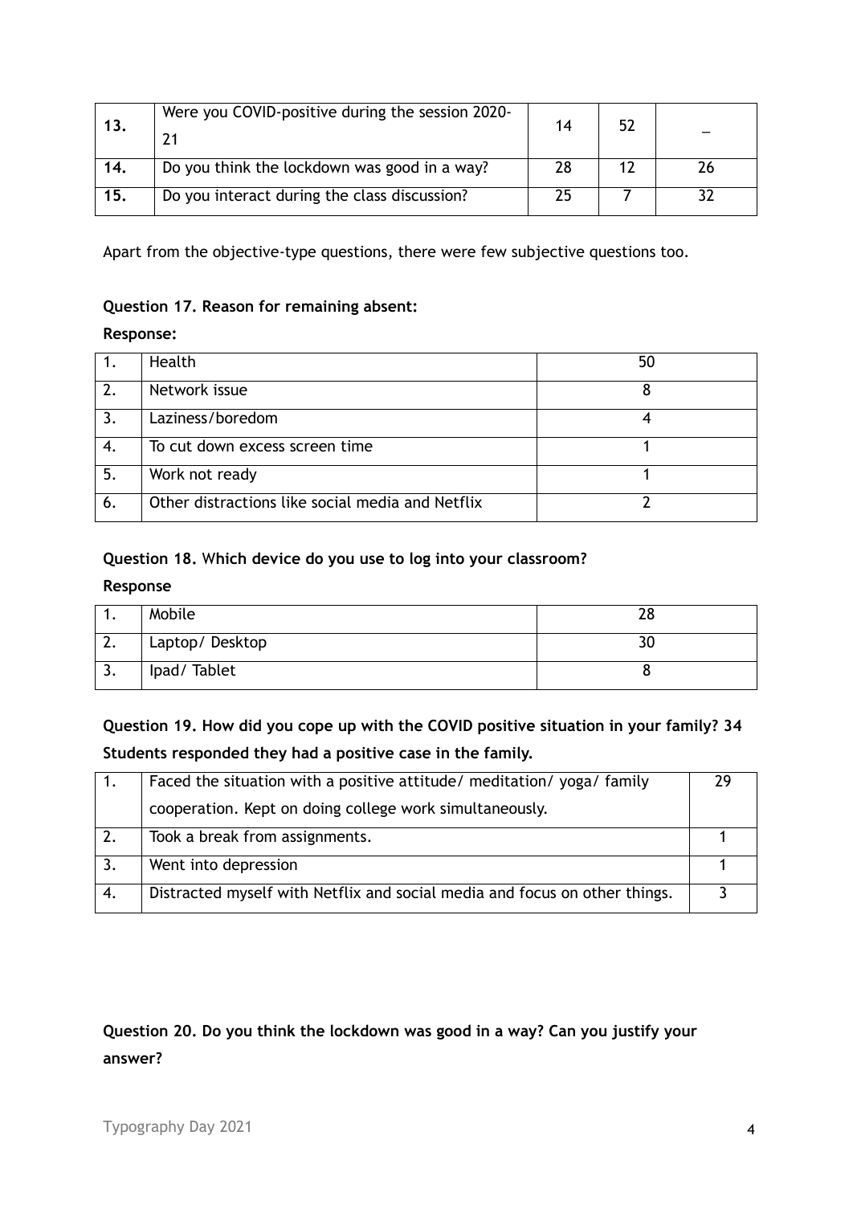| | | | | |
|---|---|---|---|---|
| **13.** | Were you COVID-positive during the session 2020-21 | 14 | 52 | _ |
| **14.** | Do you think the lockdown was good in a way? | 28 | 12 | 26 |
| **15.** | Do you interact during the class discussion? | 25 | 7 | 32 |

Apart from the objective-type questions, there were few subjective questions too.

**Question 17. Reason for remaining absent:**

**Response:**

| | | |
|---|---|---|
| 1. | Health | 50 |
| 2. | Network issue | 8 |
| 3. | Laziness/boredom | 4 |
| 4. | To cut down excess screen time | 1 |
| 5. | Work not ready | 1 |
| 6. | Other distractions like social media and Netflix | 2 |

**Question 18.** **Which device do you use to log into your classroom?**

**Response**

| | | |
|---|---|---|
| 1. | Mobile | 28 |
| 2. | Laptop/ Desktop | 30 |
| 3. | Ipad/ Tablet | 8 |

**Question 19. How did you cope up with the COVID positive situation in your family? 34 Students responded they had a positive case in the family.**

| | | |
|---|---|---|
| 1. | Faced the situation with a positive attitude/ meditation/ yoga/ family cooperation. Kept on doing college work simultaneously. | 29 |
| 2. | Took a break from assignments. | 1 |
| 3. | Went into depression | 1 |
| 4. | Distracted myself with Netflix and social media and focus on other things. | 3 |

**Question 20. Do you think the lockdown was good in a way? Can you justify your answer?**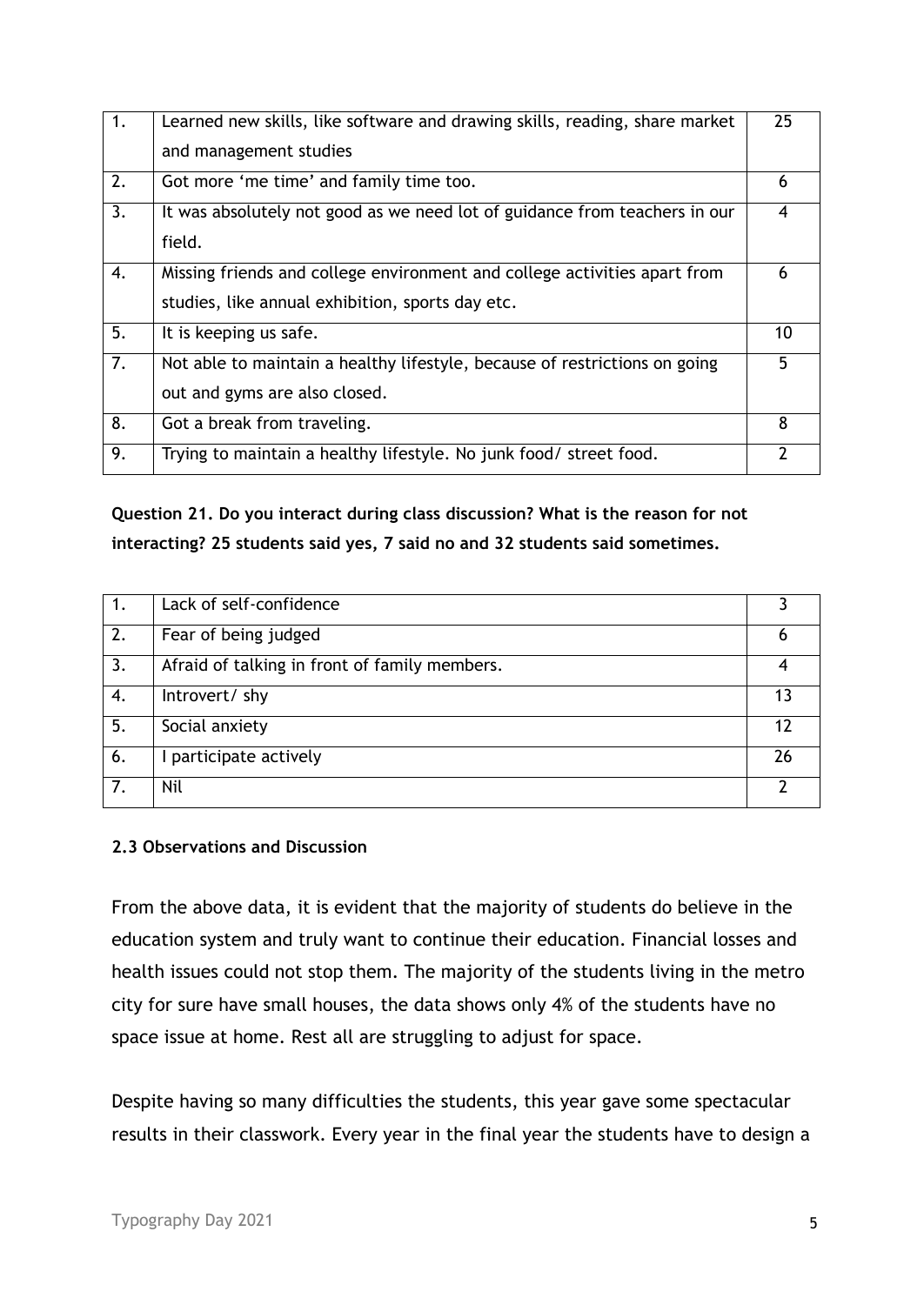| | | |
|---|---|---|
| 1. | Learned new skills, like software and drawing skills, reading, share market and management studies | 25 |
| 2. | Got more 'me time' and family time too. | 6 |
| 3. | It was absolutely not good as we need lot of guidance from teachers in our field. | 4 |
| 4. | Missing friends and college environment and college activities apart from studies, like annual exhibition, sports day etc. | 6 |
| 5. | It is keeping us safe. | 10 |
| 7. | Not able to maintain a healthy lifestyle, because of restrictions on going out and gyms are also closed. | 5 |
| 8. | Got a break from traveling. | 8 |
| 9. | Trying to maintain a healthy lifestyle. No junk food/ street food. | 2 |

**Question 21. Do you interact during class discussion? What is the reason for not interacting? 25 students said yes, 7 said no and 32 students said sometimes.**

| | | |
|---|---|---|
| 1. | Lack of self-confidence | 3 |
| 2. | Fear of being judged | 6 |
| 3. | Afraid of talking in front of family members. | 4 |
| 4. | Introvert/ shy | 13 |
| 5. | Social anxiety | 12 |
| 6. | I participate actively | 26 |
| 7. | Nil | 2 |

### 2.3 Observations and Discussion

From the above data, it is evident that the majority of students do believe in the education system and truly want to continue their education. Financial losses and health issues could not stop them. The majority of the students living in the metro city for sure have small houses, the data shows only 4% of the students have no space issue at home. Rest all are struggling to adjust for space.

Despite having so many difficulties the students, this year gave some spectacular results in their classwork. Every year in the final year the students have to design a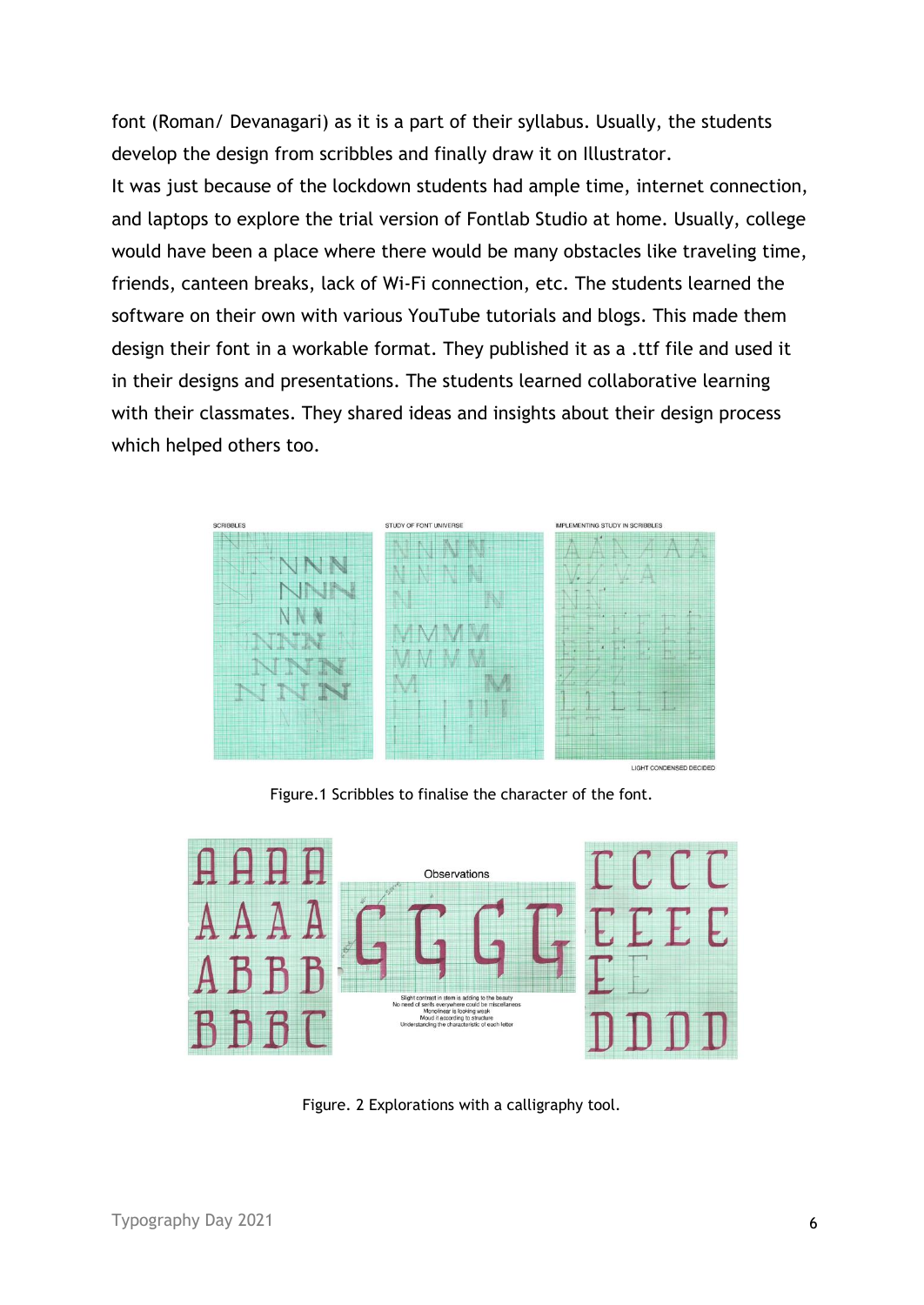font (Roman/ Devanagari) as it is a part of their syllabus. Usually, the students develop the design from scribbles and finally draw it on Illustrator.

It was just because of the lockdown students had ample time, internet connection, and laptops to explore the trial version of Fontlab Studio at home. Usually, college would have been a place where there would be many obstacles like traveling time, friends, canteen breaks, lack of Wi-Fi connection, etc. The students learned the software on their own with various YouTube tutorials and blogs. This made them design their font in a workable format. They published it as a .ttf file and used it in their designs and presentations. The students learned collaborative learning with their classmates. They shared ideas and insights about their design process which helped others too.

SCRIBBLES

STUDY OF FONT UNIVERSE

IMPLEMENTING STUDY IN SCRIBBLES

LIGHT CONDENSED DECIDED

Figure.1 Scribbles to finalise the character of the font.

Observations

Slight contrast in stem is adding to the beauty
No need of serifs everywhere could be miscellaneous
Monolinear is looking weak
Mould it according to structure
Understanding the characteristic of each letter

Figure. 2 Explorations with a calligraphy tool.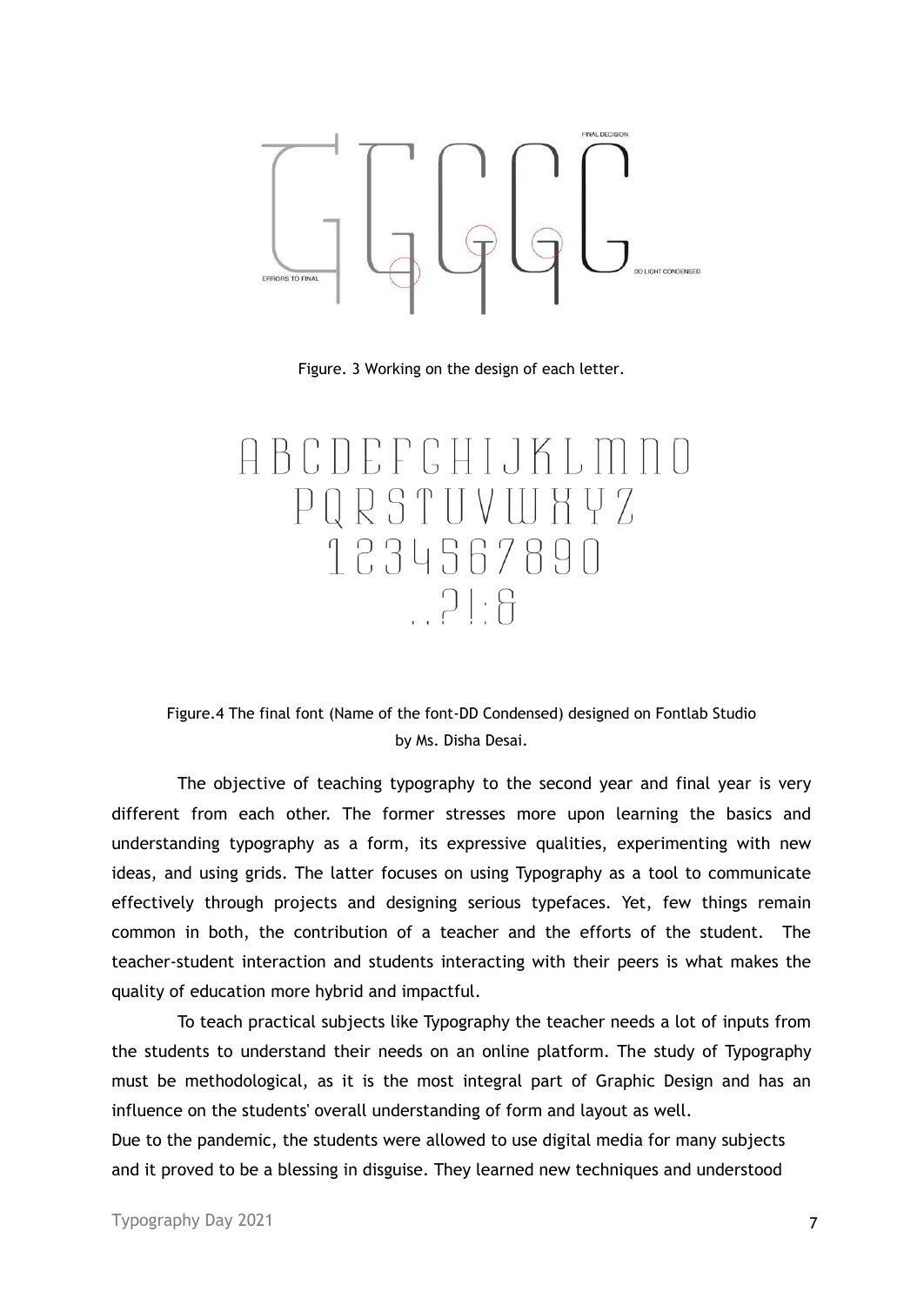FINAL DECISION

ERRORS TO FINAL

DD LIGHT CONDENSED

Figure. 3 Working on the design of each letter.

A B C D E F G H I J K L M N O

P Q R S T U V W X Y Z

1 2 3 4 5 6 7 8 9 0

. , ? ! : &

Figure.4 The final font (Name of the font-DD Condensed) designed on Fontlab Studio by Ms. Disha Desai.

The objective of teaching typography to the second year and final year is very different from each other. The former stresses more upon learning the basics and understanding typography as a form, its expressive qualities, experimenting with new ideas, and using grids. The latter focuses on using Typography as a tool to communicate effectively through projects and designing serious typefaces. Yet, few things remain common in both, the contribution of a teacher and the efforts of the student. The teacher-student interaction and students interacting with their peers is what makes the quality of education more hybrid and impactful.

To teach practical subjects like Typography the teacher needs a lot of inputs from the students to understand their needs on an online platform. The study of Typography must be methodological, as it is the most integral part of Graphic Design and has an influence on the students' overall understanding of form and layout as well.

Due to the pandemic, the students were allowed to use digital media for many subjects and it proved to be a blessing in disguise. They learned new techniques and understood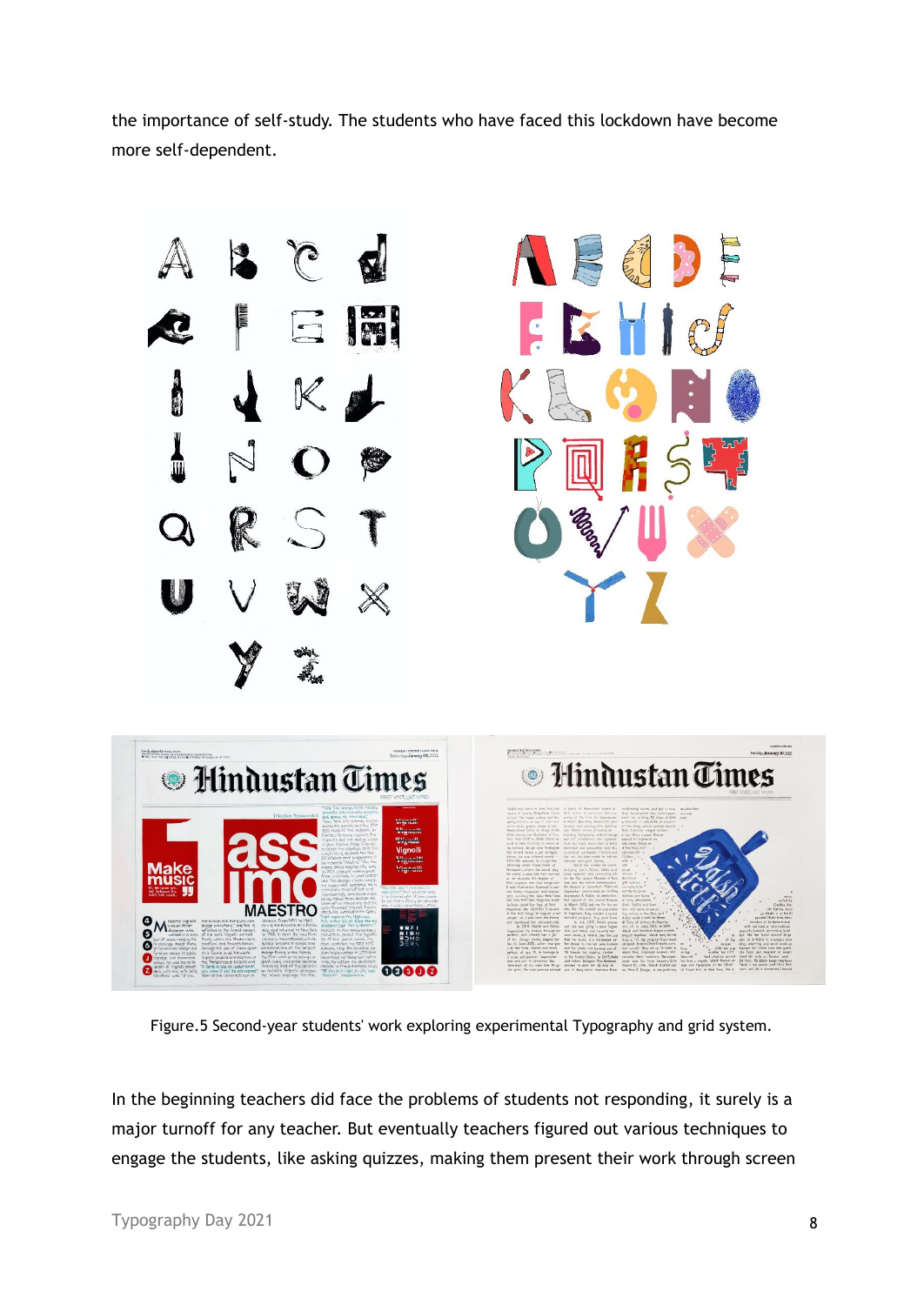the importance of self-study. The students who have faced this lockdown have become more self-dependent.

Figure.5 Second-year students' work exploring experimental Typography and grid system.

In the beginning teachers did face the problems of students not responding, it surely is a major turnoff for any teacher. But eventually teachers figured out various techniques to engage the students, like asking quizzes, making them present their work through screen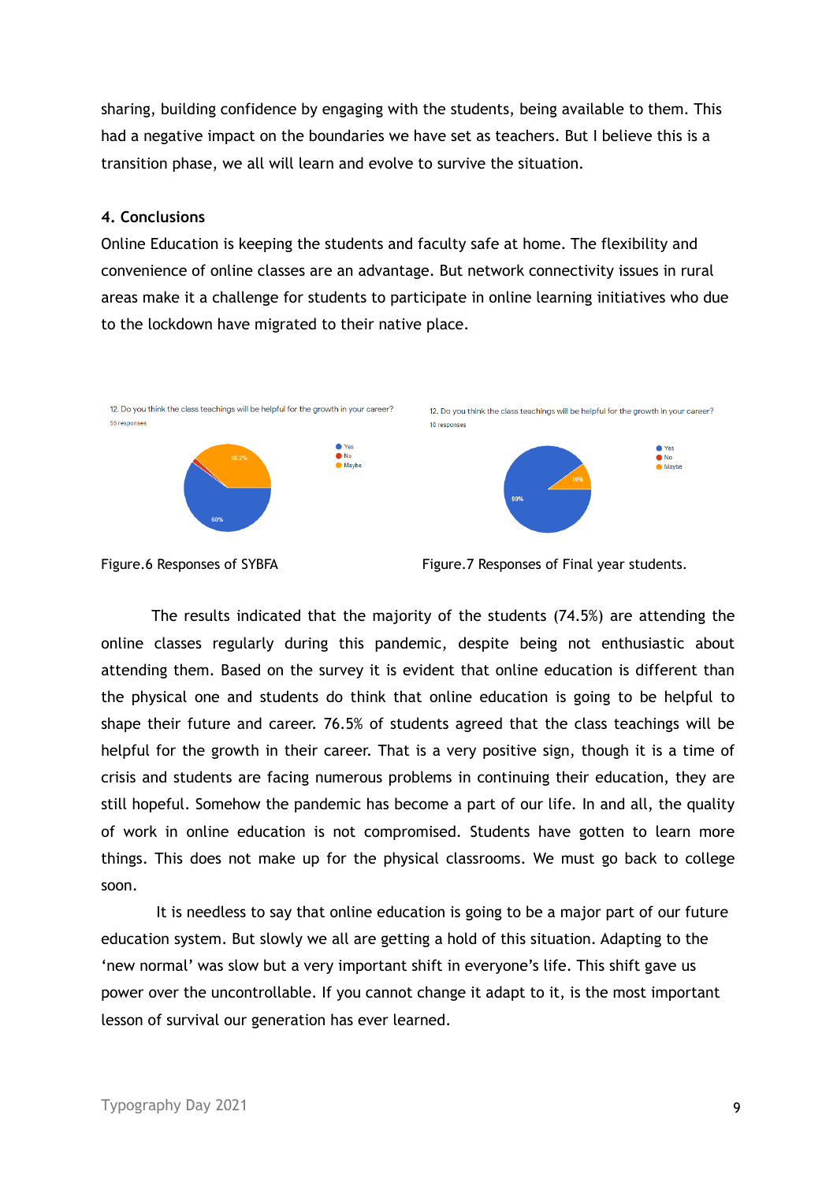sharing, building confidence by engaging with the students, being available to them. This had a negative impact on the boundaries we have set as teachers. But I believe this is a transition phase, we all will learn and evolve to survive the situation.

## 4. Conclusions

Online Education is keeping the students and faculty safe at home. The flexibility and convenience of online classes are an advantage. But network connectivity issues in rural areas make it a challenge for students to participate in online learning initiatives who due to the lockdown have migrated to their native place.

12. Do you think the class teachings will be helpful for the growth in your career?
55 responses
Yes
No
Maybe
38.2%
60%

Figure.6 Responses of SYBFA

12. Do you think the class teachings will be helpful for the growth in your career?
10 responses
Yes
No
Maybe
10%
90%

Figure.7 Responses of Final year students.

The results indicated that the majority of the students (74.5%) are attending the online classes regularly during this pandemic, despite being not enthusiastic about attending them. Based on the survey it is evident that online education is different than the physical one and students do think that online education is going to be helpful to shape their future and career. 76.5% of students agreed that the class teachings will be helpful for the growth in their career. That is a very positive sign, though it is a time of crisis and students are facing numerous problems in continuing their education, they are still hopeful. Somehow the pandemic has become a part of our life. In and all, the quality of work in online education is not compromised. Students have gotten to learn more things. This does not make up for the physical classrooms. We must go back to college soon.

It is needless to say that online education is going to be a major part of our future education system. But slowly we all are getting a hold of this situation. Adapting to the 'new normal' was slow but a very important shift in everyone's life. This shift gave us power over the uncontrollable. If you cannot change it adapt to it, is the most important lesson of survival our generation has ever learned.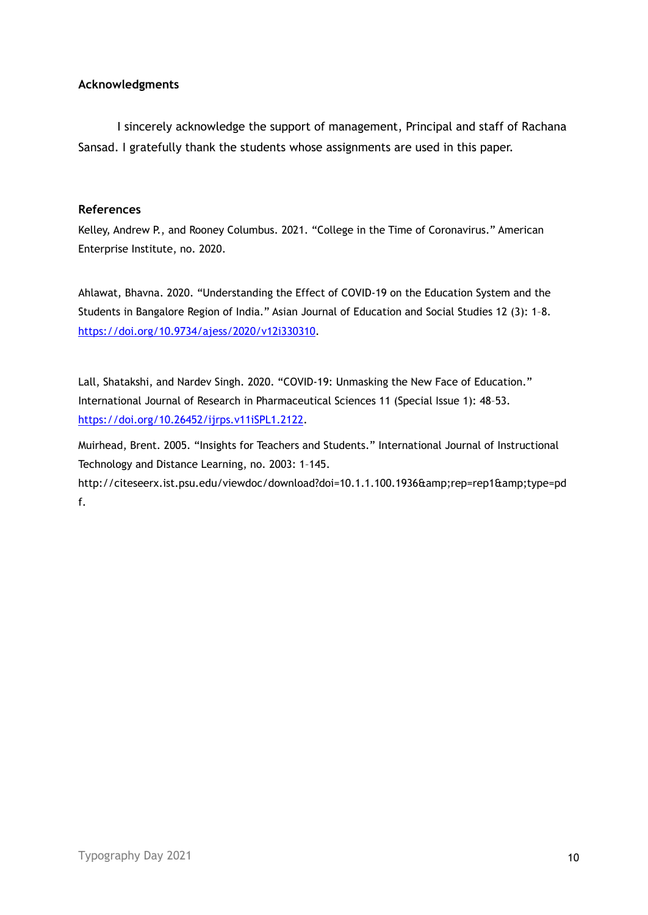**Acknowledgments**

I sincerely acknowledge the support of management, Principal and staff of Rachana Sansad. I gratefully thank the students whose assignments are used in this paper.

**References**

Kelley, Andrew P., and Rooney Columbus. 2021. "College in the Time of Coronavirus." American Enterprise Institute, no. 2020.

Ahlawat, Bhavna. 2020. "Understanding the Effect of COVID-19 on the Education System and the Students in Bangalore Region of India." Asian Journal of Education and Social Studies 12 (3): 1–8. https://doi.org/10.9734/ajess/2020/v12i330310.

Lall, Shatakshi, and Nardev Singh. 2020. "COVID-19: Unmasking the New Face of Education." International Journal of Research in Pharmaceutical Sciences 11 (Special Issue 1): 48–53. https://doi.org/10.26452/ijrps.v11iSPL1.2122.

Muirhead, Brent. 2005. "Insights for Teachers and Students." International Journal of Instructional Technology and Distance Learning, no. 2003: 1–145. http://citeseerx.ist.psu.edu/viewdoc/download?doi=10.1.1.100.1936&amp;rep=rep1&amp;type=pdf.